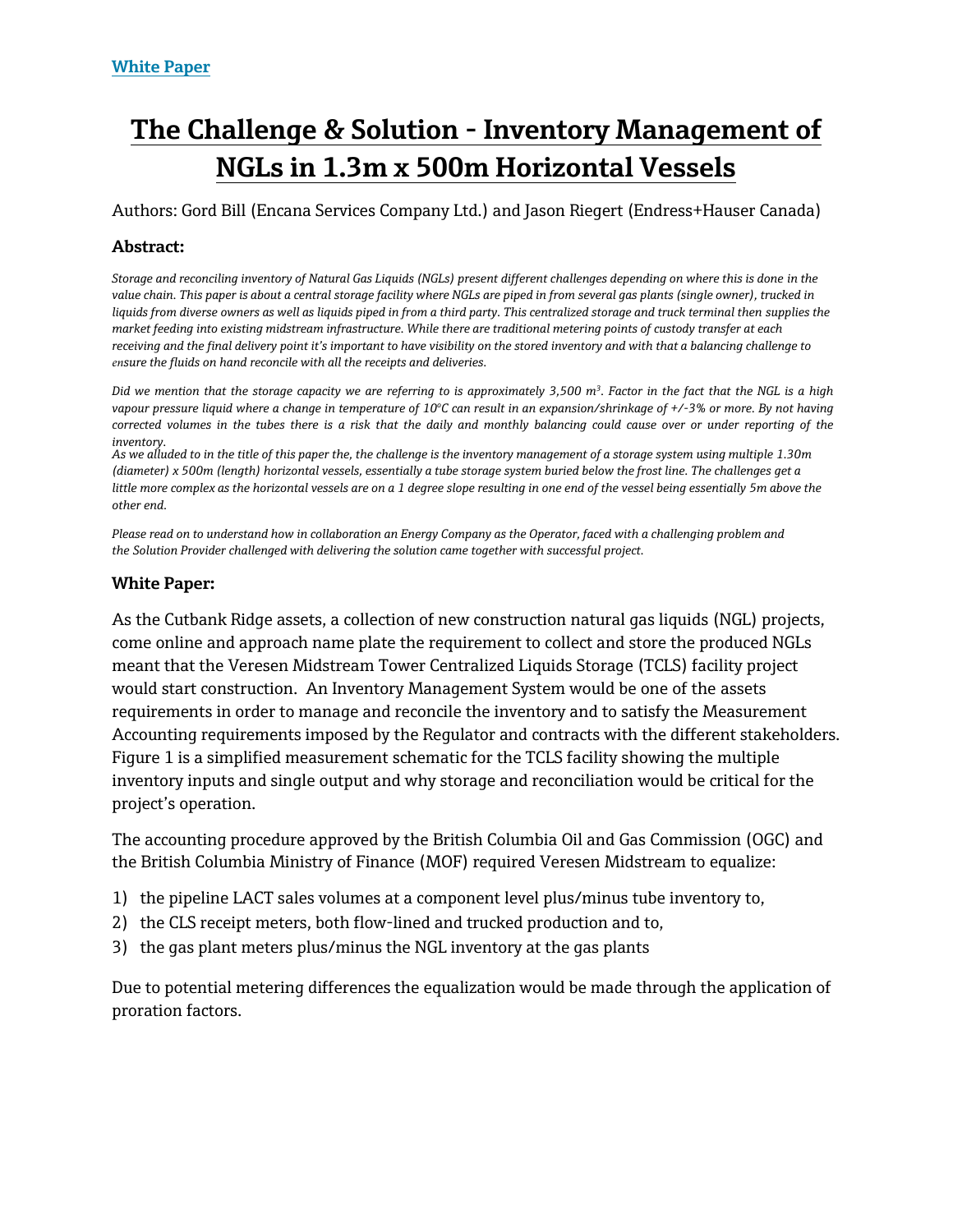White Paper

# The Challenge & Solution - Inventory Management of NGLs in 1.3m x 500m Horizontal Vessels

Authors: Gord Bill (Encana Services Company Ltd.) and Jason Riegert (Endress+Hauser Canada)

### Abstract:

*Storage and reconciling inventory of Natural Gas Liquids (NGLs) present different challenges depending on where this is done in the value chain. This paper is about a central storage facility where NGLs are piped in from several gas plants (single owner), trucked in liquids from diverse owners as well as liquids piped in from a third party. This centralized storage and truck terminal then supplies the market feeding into existing midstream infrastructure. While there are traditional metering points of custody transfer at each receiving and the final delivery point it's important to have visibility on the stored inventory and with that a balancing challenge to ensure the fluids on hand reconcile with all the receipts and deliveries.*

*Did we mention that the storage capacity we are referring to is approximately 3,500 m³. Factor in the fact that the NGL is a high vapour pressure liquid where a change in temperature of 10°C can result in an expansion/shrinkage of +/-3% or more. By not having corrected volumes in the tubes there is a risk that the daily and monthly balancing could cause over or under reporting of the inventory.*

*As we alluded to in the title of this paper the, the challenge is the inventory management of a storage system using multiple 1.30m (diameter) x 500m (length) horizontal vessels, essentially a tube storage system buried below the frost line. The challenges get a little more complex as the horizontal vessels are on a 1 degree slope resulting in one end of the vessel being essentially 5m above the other end.*

*Please read on to understand how in collaboration an Energy Company as the Operator, faced with a challenging problem and the Solution Provider challenged with delivering the solution came together with successful project.*

### White Paper:

As the Cutbank Ridge assets, a collection of new construction natural gas liquids (NGL) projects, come online and approach name plate the requirement to collect and store the produced NGLs meant that the Veresen Midstream Tower Centralized Liquids Storage (TCLS) facility project would start construction. An Inventory Management System would be one of the assets requirements in order to manage and reconcile the inventory and to satisfy the Measurement Accounting requirements imposed by the Regulator and contracts with the different stakeholders. Figure 1 is a simplified measurement schematic for the TCLS facility showing the multiple inventory inputs and single output and why storage and reconciliation would be critical for the project's operation.

The accounting procedure approved by the British Columbia Oil and Gas Commission (OGC) and the British Columbia Ministry of Finance (MOF) required Veresen Midstream to equalize:

1) the pipeline LACT sales volumes at a component level plus/minus tube inventory to,
2) the CLS receipt meters, both flow-lined and trucked production and to,
3) the gas plant meters plus/minus the NGL inventory at the gas plants

Due to potential metering differences the equalization would be made through the application of proration factors.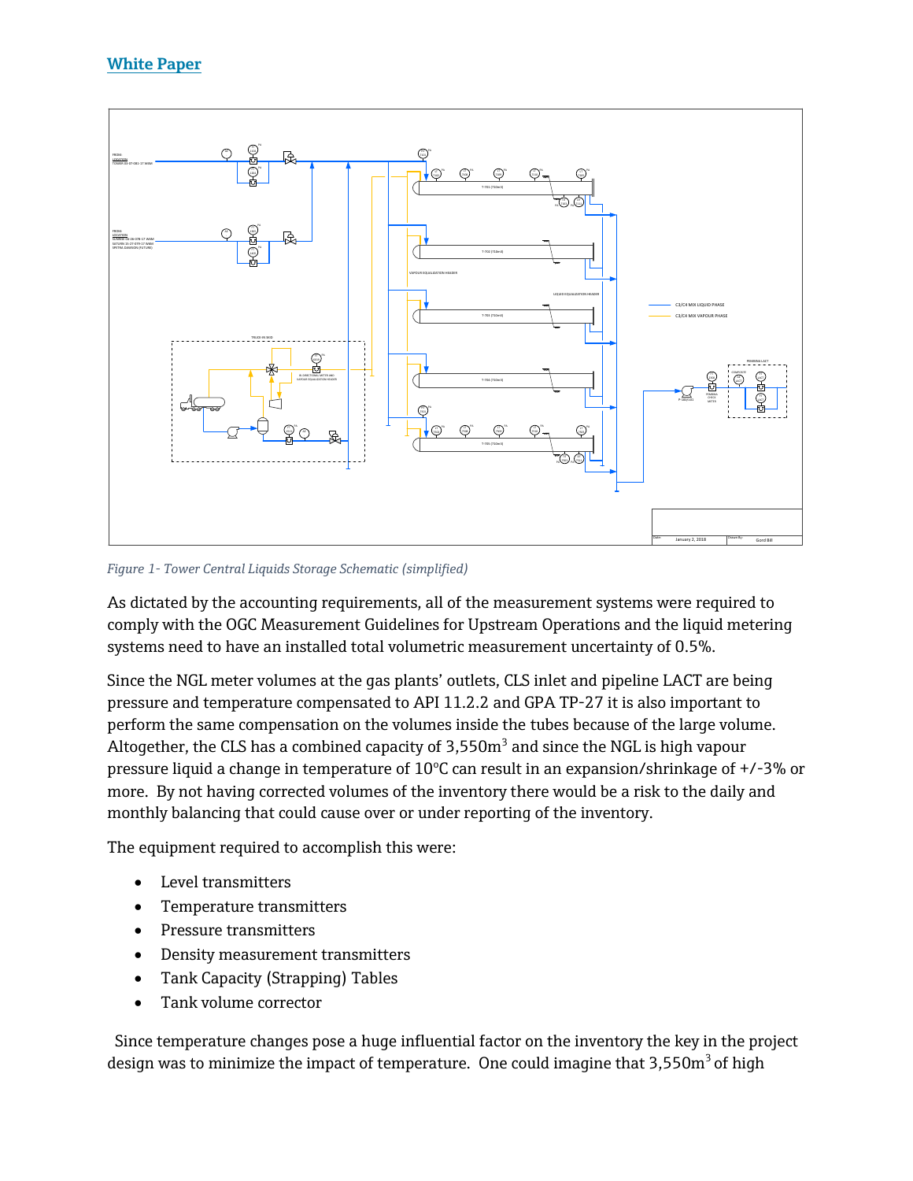Figure 1- Tower Central Liquids Storage Schematic (simplified)

As dictated by the accounting requirements, all of the measurement systems were required to comply with the OGC Measurement Guidelines for Upstream Operations and the liquid metering systems need to have an installed total volumetric measurement uncertainty of 0.5%.

Since the NGL meter volumes at the gas plants' outlets, CLS inlet and pipeline LACT are being pressure and temperature compensated to API 11.2.2 and GPA TP-27 it is also important to perform the same compensation on the volumes inside the tubes because of the large volume. Altogether, the CLS has a combined capacity of 3,550m$^3$ and since the NGL is high vapour pressure liquid a change in temperature of 10°C can result in an expansion/shrinkage of +/-3% or more. By not having corrected volumes of the inventory there would be a risk to the daily and monthly balancing that could cause over or under reporting of the inventory.

The equipment required to accomplish this were:

- Level transmitters
- Temperature transmitters
- Pressure transmitters
- Density measurement transmitters
- Tank Capacity (Strapping) Tables
- Tank volume corrector

Since temperature changes pose a huge influential factor on the inventory the key in the project design was to minimize the impact of temperature. One could imagine that 3,550m$^3$ of high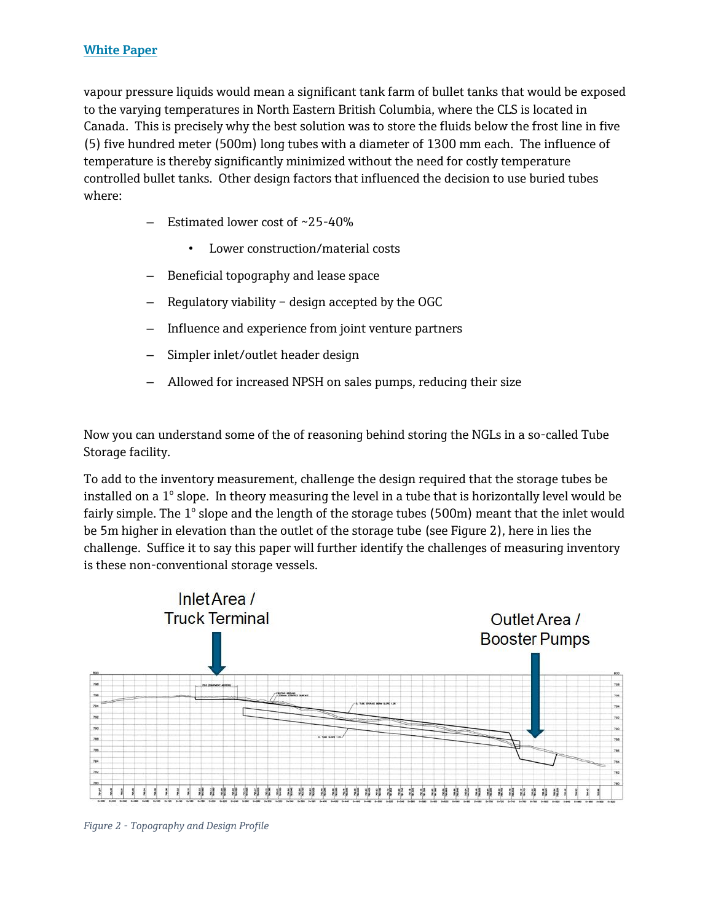vapour pressure liquids would mean a significant tank farm of bullet tanks that would be exposed to the varying temperatures in North Eastern British Columbia, where the CLS is located in Canada. This is precisely why the best solution was to store the fluids below the frost line in five (5) five hundred meter (500m) long tubes with a diameter of 1300 mm each. The influence of temperature is thereby significantly minimized without the need for costly temperature controlled bullet tanks. Other design factors that influenced the decision to use buried tubes where:

- Estimated lower cost of ~25-40%
  - Lower construction/material costs
- Beneficial topography and lease space
- Regulatory viability – design accepted by the OGC
- Influence and experience from joint venture partners
- Simpler inlet/outlet header design
- Allowed for increased NPSH on sales pumps, reducing their size

Now you can understand some of the of reasoning behind storing the NGLs in a so-called Tube Storage facility.

To add to the inventory measurement, challenge the design required that the storage tubes be installed on a 1° slope. In theory measuring the level in a tube that is horizontally level would be fairly simple. The 1° slope and the length of the storage tubes (500m) meant that the inlet would be 5m higher in elevation than the outlet of the storage tube (see Figure 2), here in lies the challenge. Suffice it to say this paper will further identify the challenges of measuring inventory is these non-conventional storage vessels.

Inlet Area / Truck Terminal

Outlet Area / Booster Pumps

*Figure 2 - Topography and Design Profile*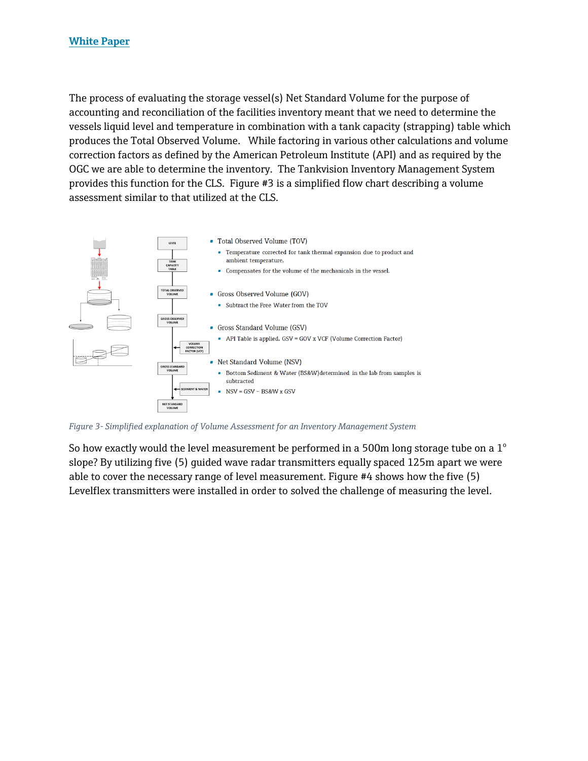The process of evaluating the storage vessel(s) Net Standard Volume for the purpose of accounting and reconciliation of the facilities inventory meant that we need to determine the vessels liquid level and temperature in combination with a tank capacity (strapping) table which produces the Total Observed Volume. While factoring in various other calculations and volume correction factors as defined by the American Petroleum Institute (API) and as required by the OGC we are able to determine the inventory. The Tankvision Inventory Management System provides this function for the CLS. Figure #3 is a simplified flow chart describing a volume assessment similar to that utilized at the CLS.

- Total Observed Volume (TOV)
  - Temperature corrected for tank thermal expansion due to product and ambient temperature.
  - Compensates for the volume of the mechanicals in the vessel.
- Gross Observed Volume (GOV)
  - Subtract the Free Water from the TOV
- Gross Standard Volume (GSV)
  - API Table is applied. GSV = GOV x VCF (Volume Correction Factor)
- Net Standard Volume (NSV)
  - Bottom Sediment & Water (BS&W)determined in the lab from samples is subtracted
  - NSV = GSV – BS&W x GSV

*Figure 3- Simplified explanation of Volume Assessment for an Inventory Management System*

So how exactly would the level measurement be performed in a 500m long storage tube on a 1° slope? By utilizing five (5) guided wave radar transmitters equally spaced 125m apart we were able to cover the necessary range of level measurement. Figure #4 shows how the five (5) Levelflex transmitters were installed in order to solved the challenge of measuring the level.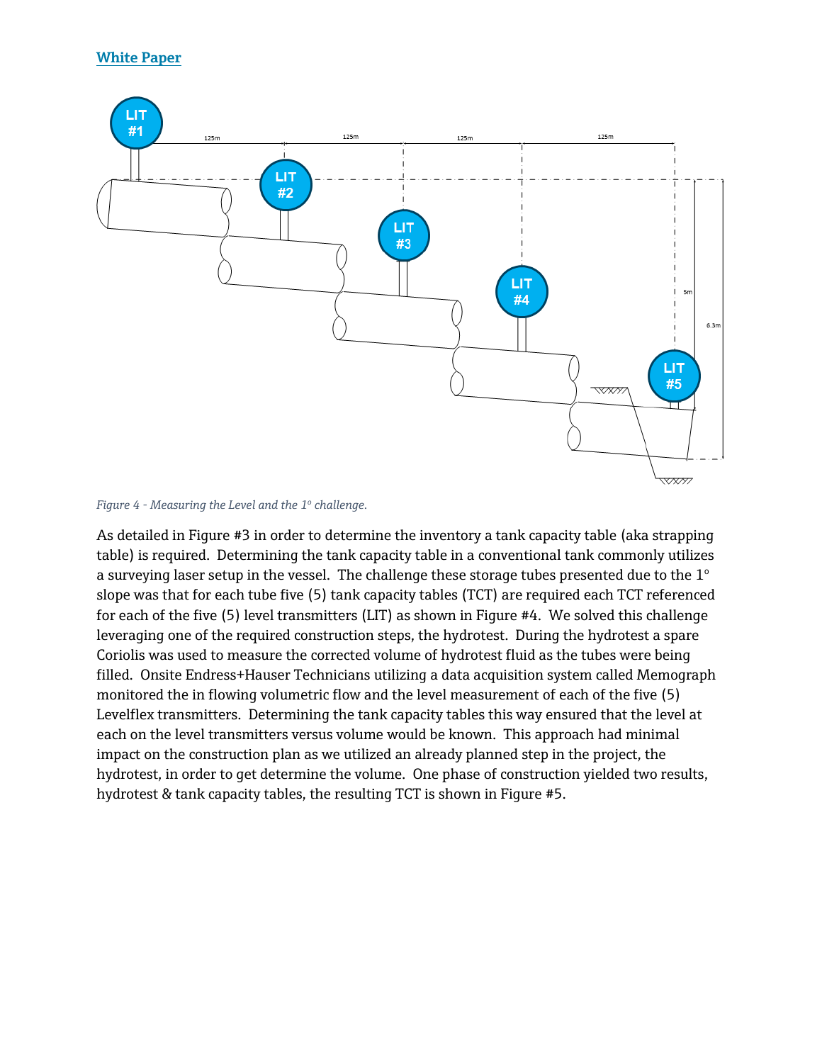Figure 4 - Measuring the Level and the 1° challenge.

As detailed in Figure #3 in order to determine the inventory a tank capacity table (aka strapping table) is required. Determining the tank capacity table in a conventional tank commonly utilizes a surveying laser setup in the vessel. The challenge these storage tubes presented due to the 1° slope was that for each tube five (5) tank capacity tables (TCT) are required each TCT referenced for each of the five (5) level transmitters (LIT) as shown in Figure #4. We solved this challenge leveraging one of the required construction steps, the hydrotest. During the hydrotest a spare Coriolis was used to measure the corrected volume of hydrotest fluid as the tubes were being filled. Onsite Endress+Hauser Technicians utilizing a data acquisition system called Memograph monitored the in flowing volumetric flow and the level measurement of each of the five (5) Levelflex transmitters. Determining the tank capacity tables this way ensured that the level at each on the level transmitters versus volume would be known. This approach had minimal impact on the construction plan as we utilized an already planned step in the project, the hydrotest, in order to get determine the volume. One phase of construction yielded two results, hydrotest & tank capacity tables, the resulting TCT is shown in Figure #5.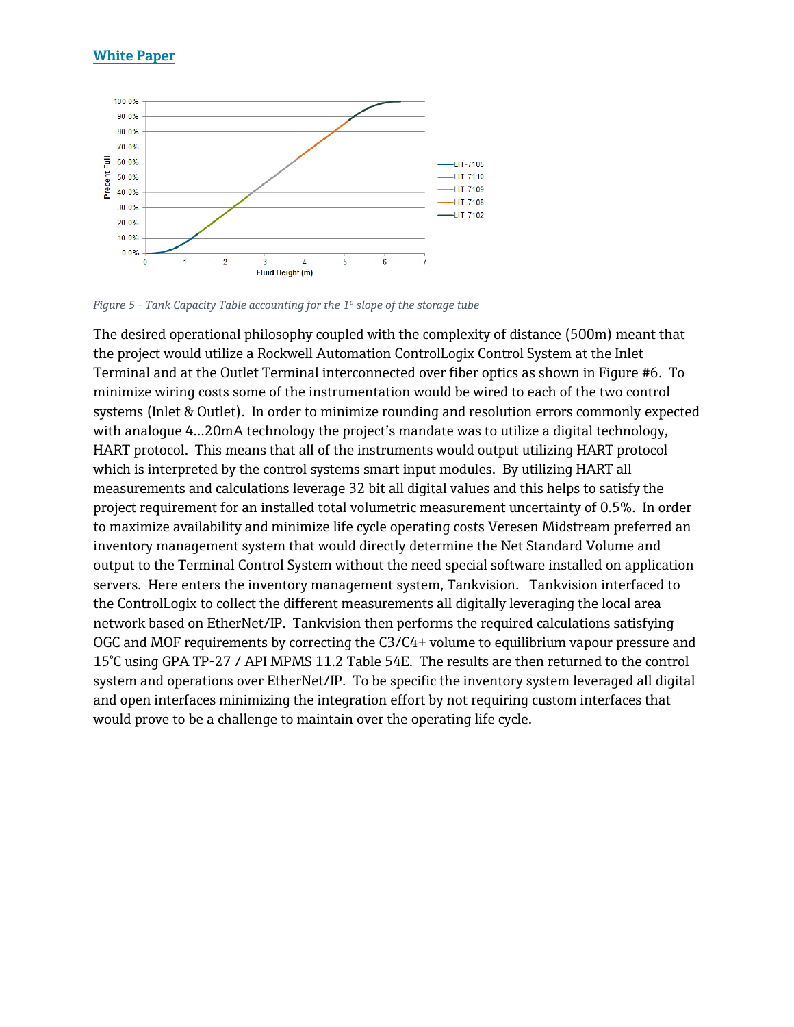Figure 5 - Tank Capacity Table accounting for the 1° slope of the storage tube

The desired operational philosophy coupled with the complexity of distance (500m) meant that the project would utilize a Rockwell Automation ControlLogix Control System at the Inlet Terminal and at the Outlet Terminal interconnected over fiber optics as shown in Figure #6. To minimize wiring costs some of the instrumentation would be wired to each of the two control systems (Inlet & Outlet). In order to minimize rounding and resolution errors commonly expected with analogue 4…20mA technology the project's mandate was to utilize a digital technology, HART protocol. This means that all of the instruments would output utilizing HART protocol which is interpreted by the control systems smart input modules. By utilizing HART all measurements and calculations leverage 32 bit all digital values and this helps to satisfy the project requirement for an installed total volumetric measurement uncertainty of 0.5%. In order to maximize availability and minimize life cycle operating costs Veresen Midstream preferred an inventory management system that would directly determine the Net Standard Volume and output to the Terminal Control System without the need special software installed on application servers. Here enters the inventory management system, Tankvision. Tankvision interfaced to the ControlLogix to collect the different measurements all digitally leveraging the local area network based on EtherNet/IP. Tankvision then performs the required calculations satisfying OGC and MOF requirements by correcting the C3/C4+ volume to equilibrium vapour pressure and 15°C using GPA TP-27 / API MPMS 11.2 Table 54E. The results are then returned to the control system and operations over EtherNet/IP. To be specific the inventory system leveraged all digital and open interfaces minimizing the integration effort by not requiring custom interfaces that would prove to be a challenge to maintain over the operating life cycle.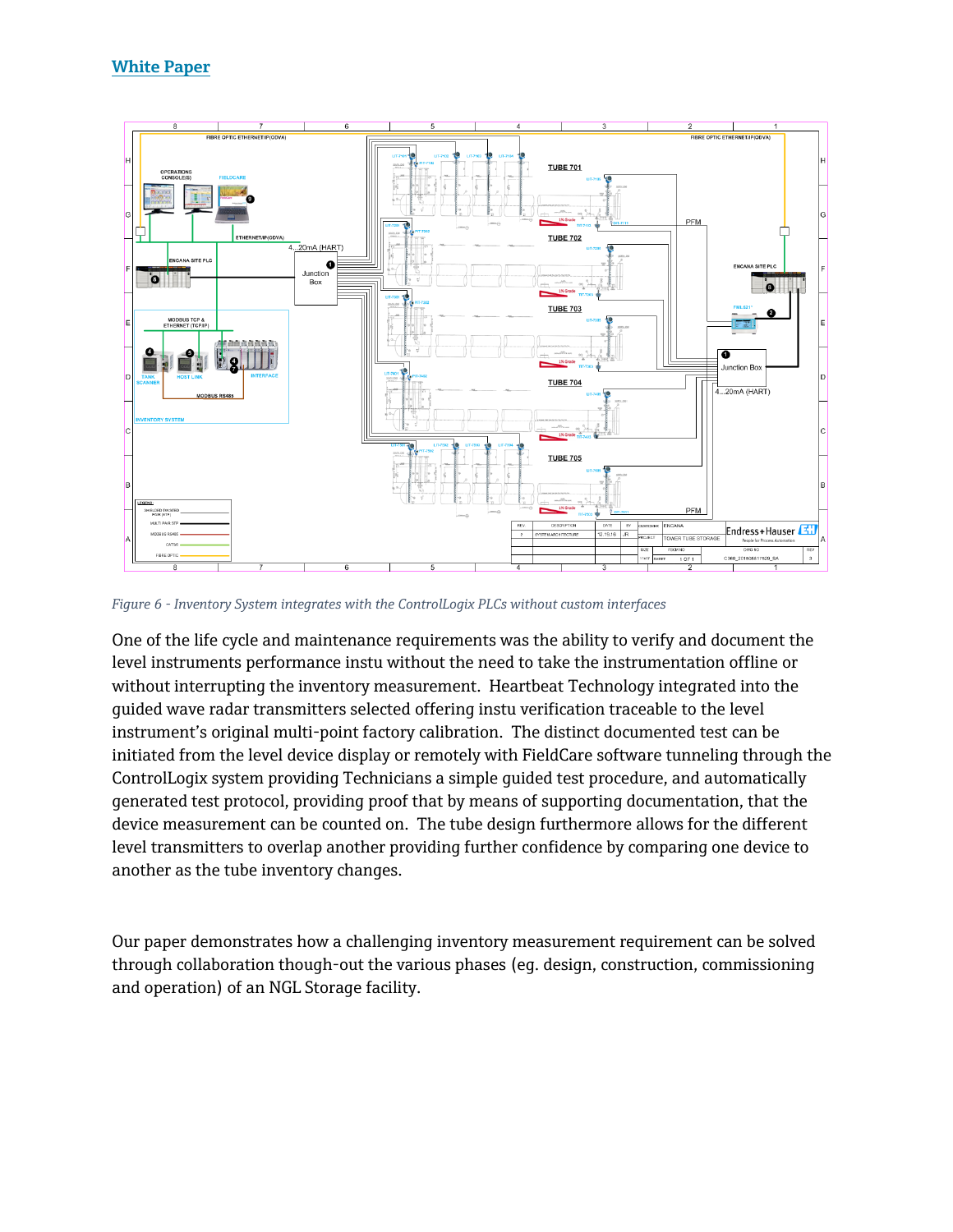White Paper

*Figure 6 - Inventory System integrates with the ControlLogix PLCs without custom interfaces*

One of the life cycle and maintenance requirements was the ability to verify and document the level instruments performance instu without the need to take the instrumentation offline or without interrupting the inventory measurement.  Heartbeat Technology integrated into the guided wave radar transmitters selected offering instu verification traceable to the level instrument's original multi-point factory calibration.  The distinct documented test can be initiated from the level device display or remotely with FieldCare software tunneling through the ControlLogix system providing Technicians a simple guided test procedure, and automatically generated test protocol, providing proof that by means of supporting documentation, that the device measurement can be counted on.  The tube design furthermore allows for the different level transmitters to overlap another providing further confidence by comparing one device to another as the tube inventory changes.

Our paper demonstrates how a challenging inventory measurement requirement can be solved through collaboration though-out the various phases (eg. design, construction, commissioning and operation) of an NGL Storage facility.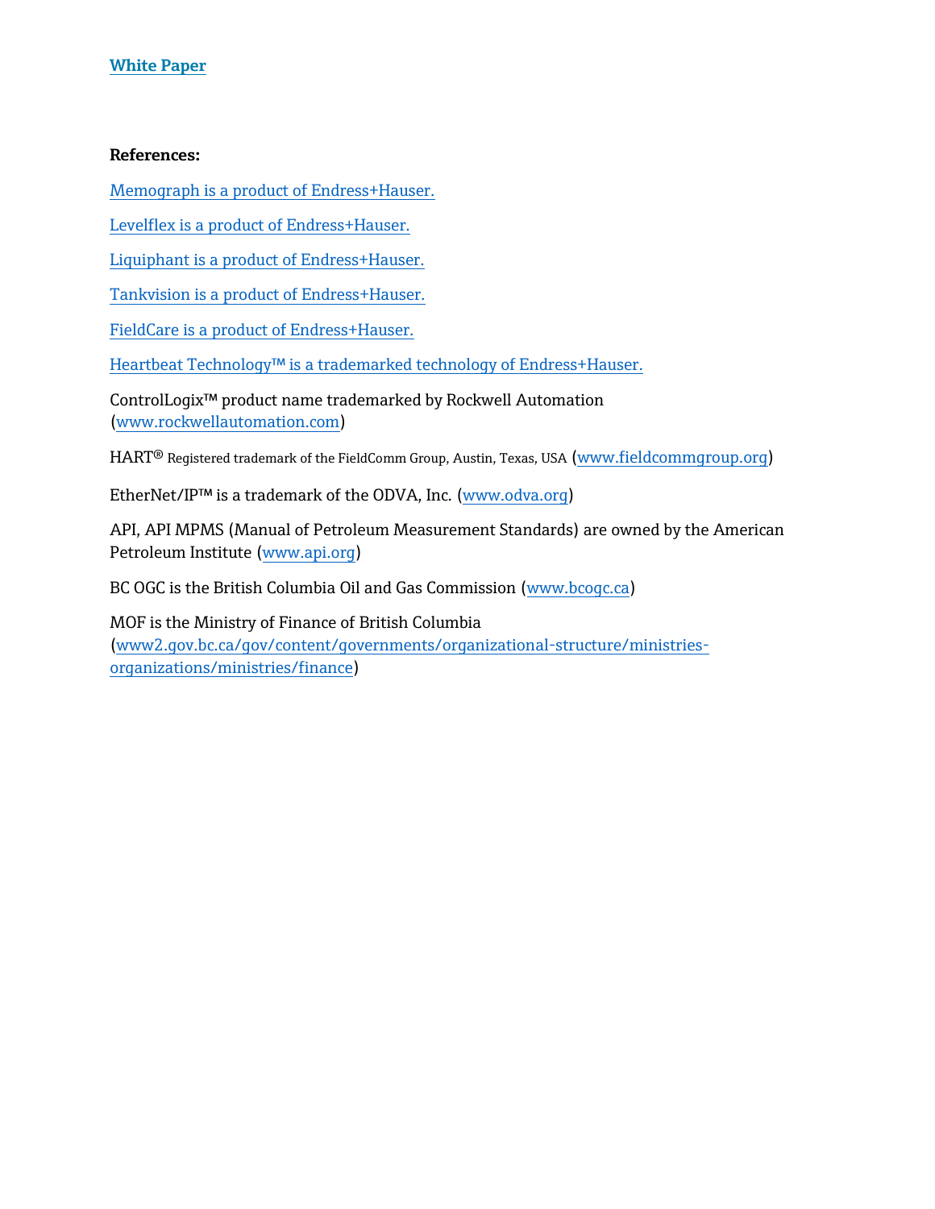**References:**

Memograph is a product of Endress+Hauser.

Levelflex is a product of Endress+Hauser.

Liquiphant is a product of Endress+Hauser.

Tankvision is a product of Endress+Hauser.

FieldCare is a product of Endress+Hauser.

Heartbeat Technology™ is a trademarked technology of Endress+Hauser.

ControlLogix™ product name trademarked by Rockwell Automation (www.rockwellautomation.com)

HART® Registered trademark of the FieldComm Group, Austin, Texas, USA (www.fieldcommgroup.org)

EtherNet/IP™ is a trademark of the ODVA, Inc. (www.odva.org)

API, API MPMS (Manual of Petroleum Measurement Standards) are owned by the American Petroleum Institute (www.api.org)

BC OGC is the British Columbia Oil and Gas Commission (www.bcogc.ca)

MOF is the Ministry of Finance of British Columbia (www2.gov.bc.ca/gov/content/governments/organizational-structure/ministries-organizations/ministries/finance)